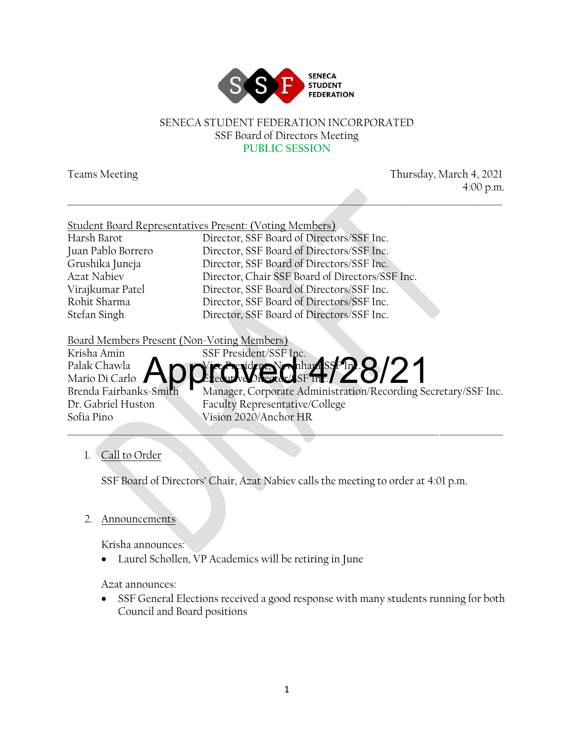SENECA STUDENT FEDERATION

SENECA STUDENT FEDERATION INCORPORATED
SSF Board of Directors Meeting
PUBLIC SESSION

Teams Meeting

Thursday, March 4, 2021
4:00 p.m.

Approved 4/28/21

Student Board Representatives Present: (Voting Members)

| | |
|---|---|
| Harsh Barot | Director, SSF Board of Directors/SSF Inc. |
| Juan Pablo Borrero | Director, SSF Board of Directors/SSF Inc. |
| Grushika Juneja | Director, SSF Board of Directors/SSF Inc. |
| Azat Nabiev | Director, Chair SSF Board of Directors/SSF Inc. |
| Virajkumar Patel | Director, SSF Board of Directors/SSF Inc. |
| Rohit Sharma | Director, SSF Board of Directors/SSF Inc. |
| Stefan Singh | Director, SSF Board of Directors/SSF Inc. |

Board Members Present (Non-Voting Members)

| | |
|---|---|
| Krisha Amin | SSF President/SSF Inc. |
| Palak Chawla | Vice President, Newnham/SSF Inc. |
| Mario Di Carlo | Executive Director/SSF Inc. |
| Brenda Fairbanks-Smith | Manager, Corporate Administration/Recording Secretary/SSF Inc. |
| Dr. Gabriel Huston | Faculty Representative/College |
| Sofia Pino | Vision 2020/Anchor HR |

1. Call to Order

   SSF Board of Directors' Chair, Azat Nabiev calls the meeting to order at 4:01 p.m.

2. Announcements

   Krisha announces:
   - Laurel Schollen, VP Academics will be retiring in June

   Azat announces:
   - SSF General Elections received a good response with many students running for both Council and Board positions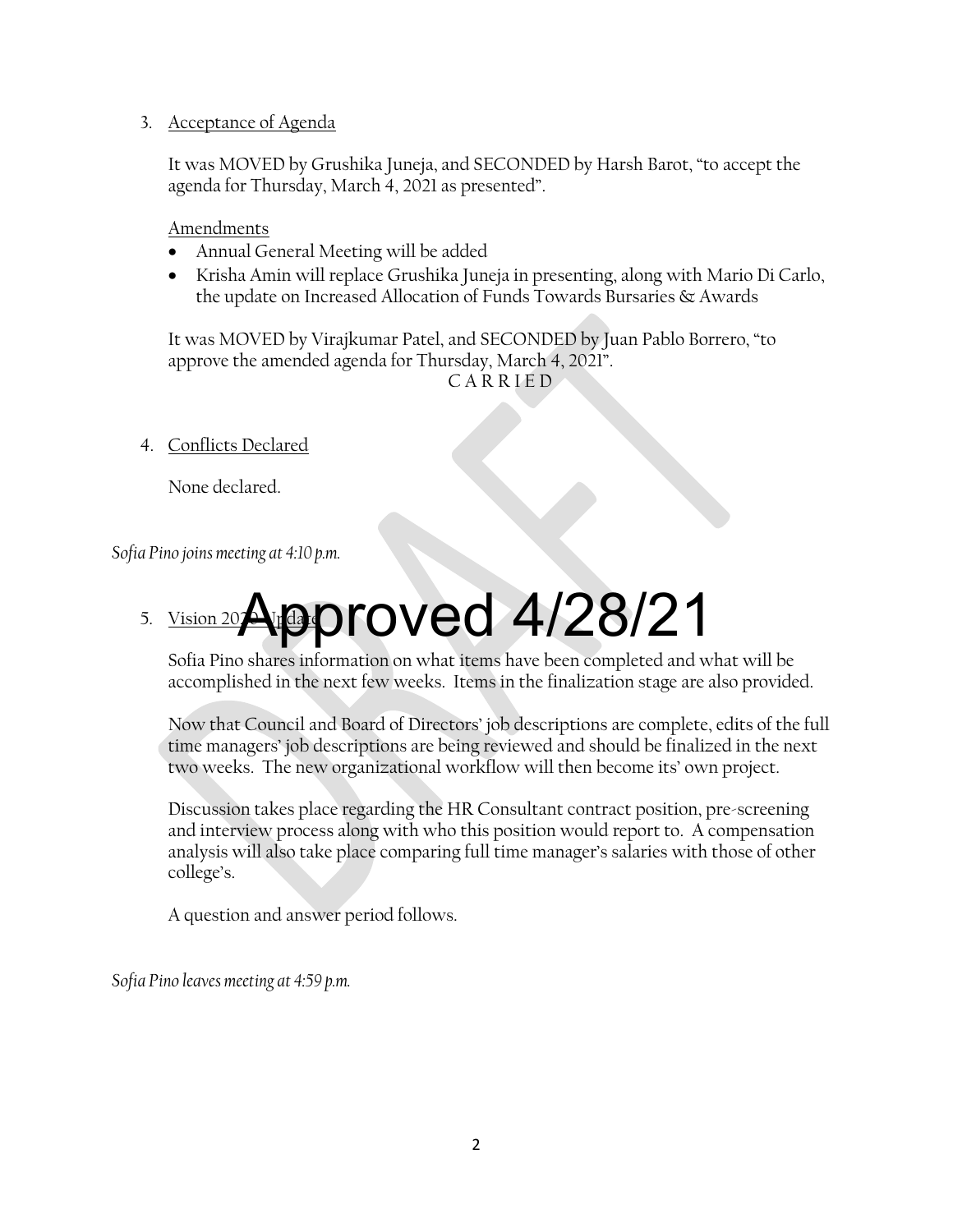3. Acceptance of Agenda

   It was MOVED by Grushika Juneja, and SECONDED by Harsh Barot, "to accept the agenda for Thursday, March 4, 2021 as presented".

   Amendments
   - Annual General Meeting will be added
   - Krisha Amin will replace Grushika Juneja in presenting, along with Mario Di Carlo, the update on Increased Allocation of Funds Towards Bursaries & Awards

   It was MOVED by Virajkumar Patel, and SECONDED by Juan Pablo Borrero, "to approve the amended agenda for Thursday, March 4, 2021".

   C A R R I E D

4. Conflicts Declared

   None declared.

*Sofia Pino joins meeting at 4:10 p.m.*

Approved 4/28/21

5. Vision 2020 Update

   Sofia Pino shares information on what items have been completed and what will be accomplished in the next few weeks. Items in the finalization stage are also provided.

   Now that Council and Board of Directors' job descriptions are complete, edits of the full time managers' job descriptions are being reviewed and should be finalized in the next two weeks. The new organizational workflow will then become its' own project.

   Discussion takes place regarding the HR Consultant contract position, pre-screening and interview process along with who this position would report to. A compensation analysis will also take place comparing full time manager's salaries with those of other college's.

   A question and answer period follows.

*Sofia Pino leaves meeting at 4:59 p.m.*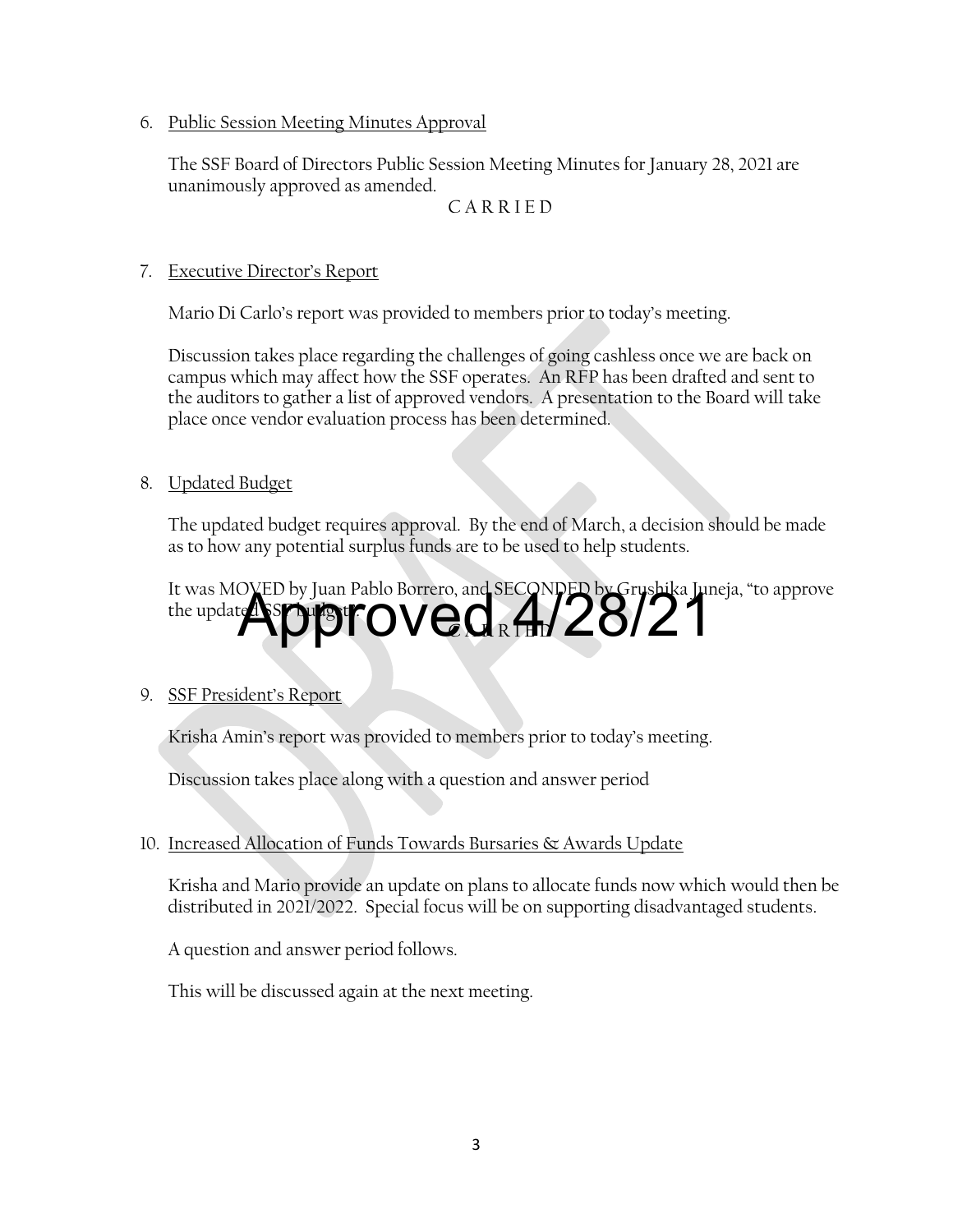6. Public Session Meeting Minutes Approval

   The SSF Board of Directors Public Session Meeting Minutes for January 28, 2021 are unanimously approved as amended.

   C A R R I E D

7. Executive Director's Report

   Mario Di Carlo's report was provided to members prior to today's meeting.

   Discussion takes place regarding the challenges of going cashless once we are back on campus which may affect how the SSF operates. An RFP has been drafted and sent to the auditors to gather a list of approved vendors. A presentation to the Board will take place once vendor evaluation process has been determined.

8. Updated Budget

   The updated budget requires approval. By the end of March, a decision should be made as to how any potential surplus funds are to be used to help students.

   It was MOVED by Juan Pablo Borrero, and SECONDED by Grushika Juneja, "to approve the updated SSF budget."

   C A R R I E D

   Approved 4/28/21

9. SSF President's Report

   Krisha Amin's report was provided to members prior to today's meeting.

   Discussion takes place along with a question and answer period

10. Increased Allocation of Funds Towards Bursaries & Awards Update

    Krisha and Mario provide an update on plans to allocate funds now which would then be distributed in 2021/2022. Special focus will be on supporting disadvantaged students.

    A question and answer period follows.

    This will be discussed again at the next meeting.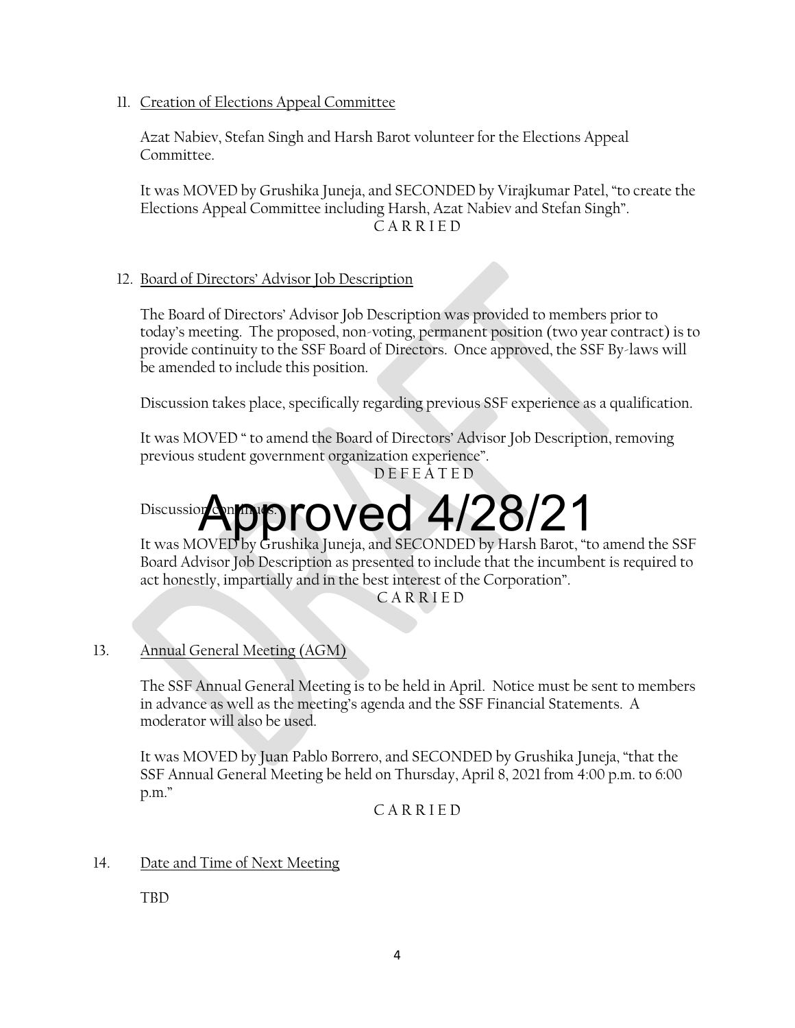11. Creation of Elections Appeal Committee

    Azat Nabiev, Stefan Singh and Harsh Barot volunteer for the Elections Appeal Committee.

    It was MOVED by Grushika Juneja, and SECONDED by Virajkumar Patel, "to create the Elections Appeal Committee including Harsh, Azat Nabiev and Stefan Singh".

    C A R R I E D

12. Board of Directors' Advisor Job Description

    The Board of Directors' Advisor Job Description was provided to members prior to today's meeting. The proposed, non-voting, permanent position (two year contract) is to provide continuity to the SSF Board of Directors. Once approved, the SSF By-laws will be amended to include this position.

    Discussion takes place, specifically regarding previous SSF experience as a qualification.

    It was MOVED " to amend the Board of Directors' Advisor Job Description, removing previous student government organization experience".

    D E F E A T E D

    Approved 4/28/21

    Discussion continues.

    It was MOVED by Grushika Juneja, and SECONDED by Harsh Barot, "to amend the SSF Board Advisor Job Description as presented to include that the incumbent is required to act honestly, impartially and in the best interest of the Corporation".

    C A R R I E D

13. Annual General Meeting (AGM)

    The SSF Annual General Meeting is to be held in April. Notice must be sent to members in advance as well as the meeting's agenda and the SSF Financial Statements. A moderator will also be used.

    It was MOVED by Juan Pablo Borrero, and SECONDED by Grushika Juneja, "that the SSF Annual General Meeting be held on Thursday, April 8, 2021 from 4:00 p.m. to 6:00 p.m."

    C A R R I E D

14. Date and Time of Next Meeting

    TBD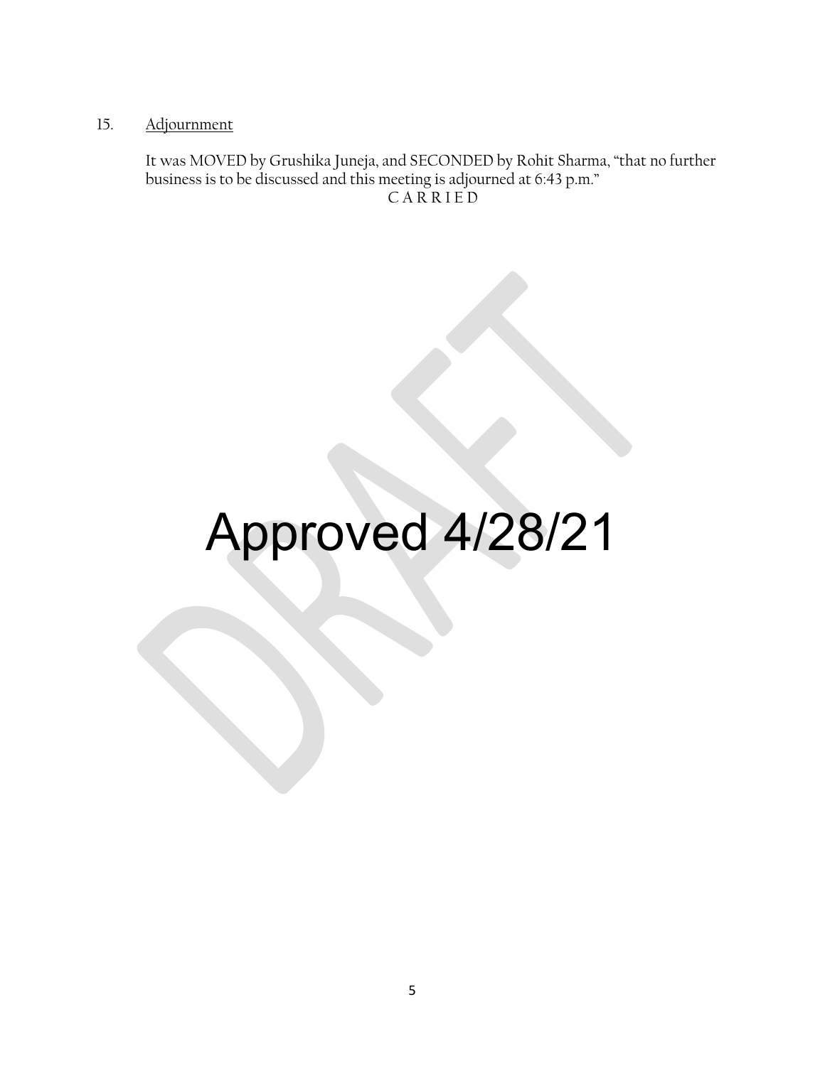15. <u>Adjournment</u>

It was MOVED by Grushika Juneja, and SECONDED by Rohit Sharma, "that no further business is to be discussed and this meeting is adjourned at 6:43 p.m."

C A R R I E D

DRAFT

Approved 4/28/21